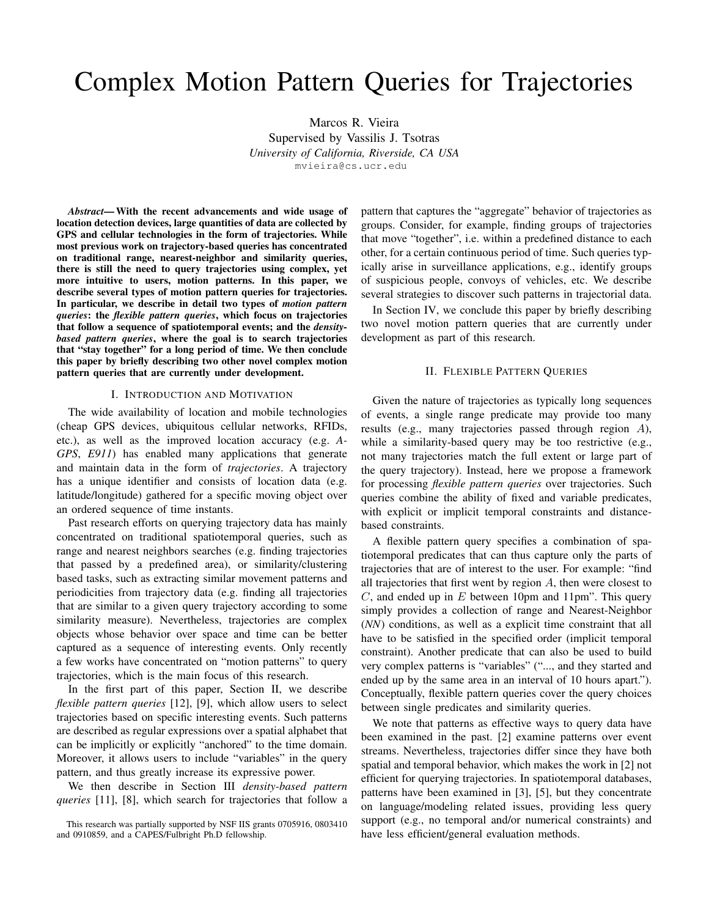# Complex Motion Pattern Queries for Trajectories

Marcos R. Vieira
Supervised by Vassilis J. Tsotras
*University of California, Riverside, CA USA*
mvieira@cs.ucr.edu

***Abstract*— With the recent advancements and wide usage of location detection devices, large quantities of data are collected by GPS and cellular technologies in the form of trajectories. While most previous work on trajectory-based queries has concentrated on traditional range, nearest-neighbor and similarity queries, there is still the need to query trajectories using complex, yet more intuitive to users, motion patterns. In this paper, we describe several types of motion pattern queries for trajectories. In particular, we describe in detail two types of *motion pattern queries*: the *flexible pattern queries*, which focus on trajectories that follow a sequence of spatiotemporal events; and the *density-based pattern queries*, where the goal is to search trajectories that "stay together" for a long period of time. We then conclude this paper by briefly describing two other novel complex motion pattern queries that are currently under development.**

## I. Introduction and Motivation

The wide availability of location and mobile technologies (cheap GPS devices, ubiquitous cellular networks, RFIDs, etc.), as well as the improved location accuracy (e.g. *A-GPS*, *E911*) has enabled many applications that generate and maintain data in the form of *trajectories*. A trajectory has a unique identifier and consists of location data (e.g. latitude/longitude) gathered for a specific moving object over an ordered sequence of time instants.

Past research efforts on querying trajectory data has mainly concentrated on traditional spatiotemporal queries, such as range and nearest neighbors searches (e.g. finding trajectories that passed by a predefined area), or similarity/clustering based tasks, such as extracting similar movement patterns and periodicities from trajectory data (e.g. finding all trajectories that are similar to a given query trajectory according to some similarity measure). Nevertheless, trajectories are complex objects whose behavior over space and time can be better captured as a sequence of interesting events. Only recently a few works have concentrated on "motion patterns" to query trajectories, which is the main focus of this research.

In the first part of this paper, Section II, we describe *flexible pattern queries* [12], [9], which allow users to select trajectories based on specific interesting events. Such patterns are described as regular expressions over a spatial alphabet that can be implicitly or explicitly "anchored" to the time domain. Moreover, it allows users to include "variables" in the query pattern, and thus greatly increase its expressive power.

We then describe in Section III *density-based pattern queries* [11], [8], which search for trajectories that follow a pattern that captures the "aggregate" behavior of trajectories as groups. Consider, for example, finding groups of trajectories that move "together", i.e. within a predefined distance to each other, for a certain continuous period of time. Such queries typically arise in surveillance applications, e.g., identify groups of suspicious people, convoys of vehicles, etc. We describe several strategies to discover such patterns in trajectorial data.

In Section IV, we conclude this paper by briefly describing two novel motion pattern queries that are currently under development as part of this research.

This research was partially supported by NSF IIS grants 0705916, 0803410 and 0910859, and a CAPES/Fulbright Ph.D fellowship.

## II. Flexible Pattern Queries

Given the nature of trajectories as typically long sequences of events, a single range predicate may provide too many results (e.g., many trajectories passed through region $A$), while a similarity-based query may be too restrictive (e.g., not many trajectories match the full extent or large part of the query trajectory). Instead, here we propose a framework for processing *flexible pattern queries* over trajectories. Such queries combine the ability of fixed and variable predicates, with explicit or implicit temporal constraints and distance-based constraints.

A flexible pattern query specifies a combination of spatiotemporal predicates that can thus capture only the parts of trajectories that are of interest to the user. For example: "find all trajectories that first went by region $A$, then were closest to $C$, and ended up in $E$ between 10pm and 11pm". This query simply provides a collection of range and Nearest-Neighbor (*NN*) conditions, as well as a explicit time constraint that all have to be satisfied in the specified order (implicit temporal constraint). Another predicate that can also be used to build very complex patterns is "variables" ("..., and they started and ended up by the same area in an interval of 10 hours apart."). Conceptually, flexible pattern queries cover the query choices between single predicates and similarity queries.

We note that patterns as effective ways to query data have been examined in the past. [2] examine patterns over event streams. Nevertheless, trajectories differ since they have both spatial and temporal behavior, which makes the work in [2] not efficient for querying trajectories. In spatiotemporal databases, patterns have been examined in [3], [5], but they concentrate on language/modeling related issues, providing less query support (e.g., no temporal and/or numerical constraints) and have less efficient/general evaluation methods.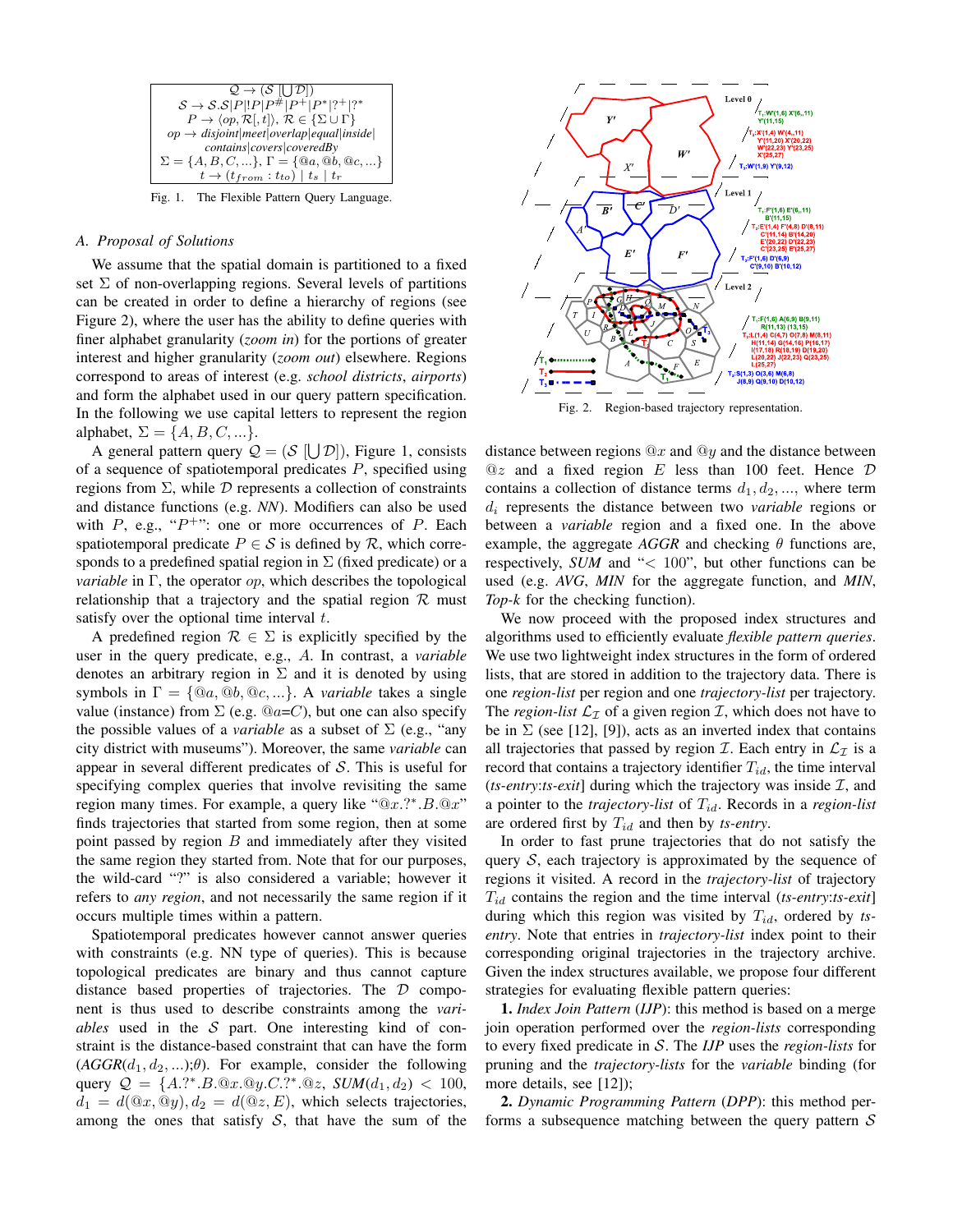$$
\begin{array}{c}
\mathcal{Q} \rightarrow (\mathcal{S}\ [\bigcup \mathcal{D}]) \\
\mathcal{S} \rightarrow \mathcal{S}.\mathcal{S}|P|!P|P^{\#}|P^{+}|P^{*}|?^{+}|?^{*} \\
P \rightarrow \langle op, \mathcal{R}[, t] \rangle,\ \mathcal{R} \in \{\Sigma \cup \Gamma\} \\
op \rightarrow disjoint|meet|overlap|equal|inside| \\
contains|covers|coveredBy \\
\Sigma = \{A, B, C, ...\},\ \Gamma = \{@a, @b, @c, ...\} \\
t \rightarrow (t_{from} : t_{to})\ |\ t_s\ |\ t_r
\end{array}
$$

Fig. 1. The Flexible Pattern Query Language.

### A. Proposal of Solutions

We assume that the spatial domain is partitioned to a fixed set $\Sigma$ of non-overlapping regions. Several levels of partitions can be created in order to define a hierarchy of regions (see Figure 2), where the user has the ability to define queries with finer alphabet granularity (*zoom in*) for the portions of greater interest and higher granularity (*zoom out*) elsewhere. Regions correspond to areas of interest (e.g. *school districts*, *airports*) and form the alphabet used in our query pattern specification. In the following we use capital letters to represent the region alphabet, $\Sigma = \{A, B, C, ...\}$.

A general pattern query $\mathcal{Q} = (\mathcal{S}\ [\bigcup \mathcal{D}])$, Figure 1, consists of a sequence of spatiotemporal predicates $P$, specified using regions from $\Sigma$, while $\mathcal{D}$ represents a collection of constraints and distance functions (e.g. *NN*). Modifiers can also be used with $P$, e.g., "$P^{+}$": one or more occurrences of $P$. Each spatiotemporal predicate $P \in \mathcal{S}$ is defined by $\mathcal{R}$, which corresponds to a predefined spatial region in $\Sigma$ (fixed predicate) or a *variable* in $\Gamma$, the operator *op*, which describes the topological relationship that a trajectory and the spatial region $\mathcal{R}$ must satisfy over the optional time interval $t$.

A predefined region $\mathcal{R} \in \Sigma$ is explicitly specified by the user in the query predicate, e.g., $A$. In contrast, a *variable* denotes an arbitrary region in $\Sigma$ and it is denoted by using symbols in $\Gamma = \{@a, @b, @c, ...\}$. A *variable* takes a single value (instance) from $\Sigma$ (e.g. $@a$=$C$), but one can also specify the possible values of a *variable* as a subset of $\Sigma$ (e.g., "any city district with museums"). Moreover, the same *variable* can appear in several different predicates of $\mathcal{S}$. This is useful for specifying complex queries that involve revisiting the same region many times. For example, a query like "$@x.?^{*}.B.@x$" finds trajectories that started from some region, then at some point passed by region $B$ and immediately after they visited the same region they started from. Note that for our purposes, the wild-card "?" is also considered a variable; however it refers to *any region*, and not necessarily the same region if it occurs multiple times within a pattern.

Spatiotemporal predicates however cannot answer queries with constraints (e.g. NN type of queries). This is because topological predicates are binary and thus cannot capture distance based properties of trajectories. The $\mathcal{D}$ component is thus used to describe constraints among the *variables* used in the $\mathcal{S}$ part. One interesting kind of constraint is the distance-based constraint that can have the form ($AGGR(d_1, d_2, ...); \theta$). For example, consider the following query $\mathcal{Q} = \{A.?^{*}.B.@x.@y.C.?^{*}.@z,\ SUM(d_1, d_2) < 100,\ d_1 = d(@x, @y), d_2 = d(@z, E)$, which selects trajectories, among the ones that satisfy $\mathcal{S}$, that have the sum of the distance between regions $@x$ and $@y$ and the distance between $@z$ and a fixed region $E$ less than 100 feet. Hence $\mathcal{D}$ contains a collection of distance terms $d_1, d_2, ...$, where term $d_i$ represents the distance between two *variable* regions or between a *variable* region and a fixed one. In the above example, the aggregate *AGGR* and checking $\theta$ functions are, respectively, *SUM* and "$< 100$", but other functions can be used (e.g. *AVG*, *MIN* for the aggregate function, and *MIN*, *Top-k* for the checking function).

Fig. 2. Region-based trajectory representation.

We now proceed with the proposed index structures and algorithms used to efficiently evaluate *flexible pattern queries*. We use two lightweight index structures in the form of ordered lists, that are stored in addition to the trajectory data. There is one *region-list* per region and one *trajectory-list* per trajectory. The *region-list* $\mathcal{L}_{\mathcal{I}}$ of a given region $\mathcal{I}$, which does not have to be in $\Sigma$ (see [12], [9]), acts as an inverted index that contains all trajectories that passed by region $\mathcal{I}$. Each entry in $\mathcal{L}_{\mathcal{I}}$ is a record that contains a trajectory identifier $T_{id}$, the time interval (*ts-entry*:*ts-exit*) during which the trajectory was inside $\mathcal{I}$, and a pointer to the *trajectory-list* of $T_{id}$. Records in a *region-list* are ordered first by $T_{id}$ and then by *ts-entry*.

In order to fast prune trajectories that do not satisfy the query $\mathcal{S}$, each trajectory is approximated by the sequence of regions it visited. A record in the *trajectory-list* of trajectory $T_{id}$ contains the region and the time interval (*ts-entry*:*ts-exit*] during which this region was visited by $T_{id}$, ordered by *ts-entry*. Note that entries in *trajectory-list* index point to their corresponding original trajectories in the trajectory archive. Given the index structures available, we propose four different strategies for evaluating flexible pattern queries:

**1.** *Index Join Pattern* (*IJP*): this method is based on a merge join operation performed over the *region-lists* corresponding to every fixed predicate in $\mathcal{S}$. The *IJP* uses the *region-lists* for pruning and the *trajectory-lists* for the *variable* binding (for more details, see [12]);

**2.** *Dynamic Programming Pattern* (*DPP*): this method performs a subsequence matching between the query pattern $\mathcal{S}$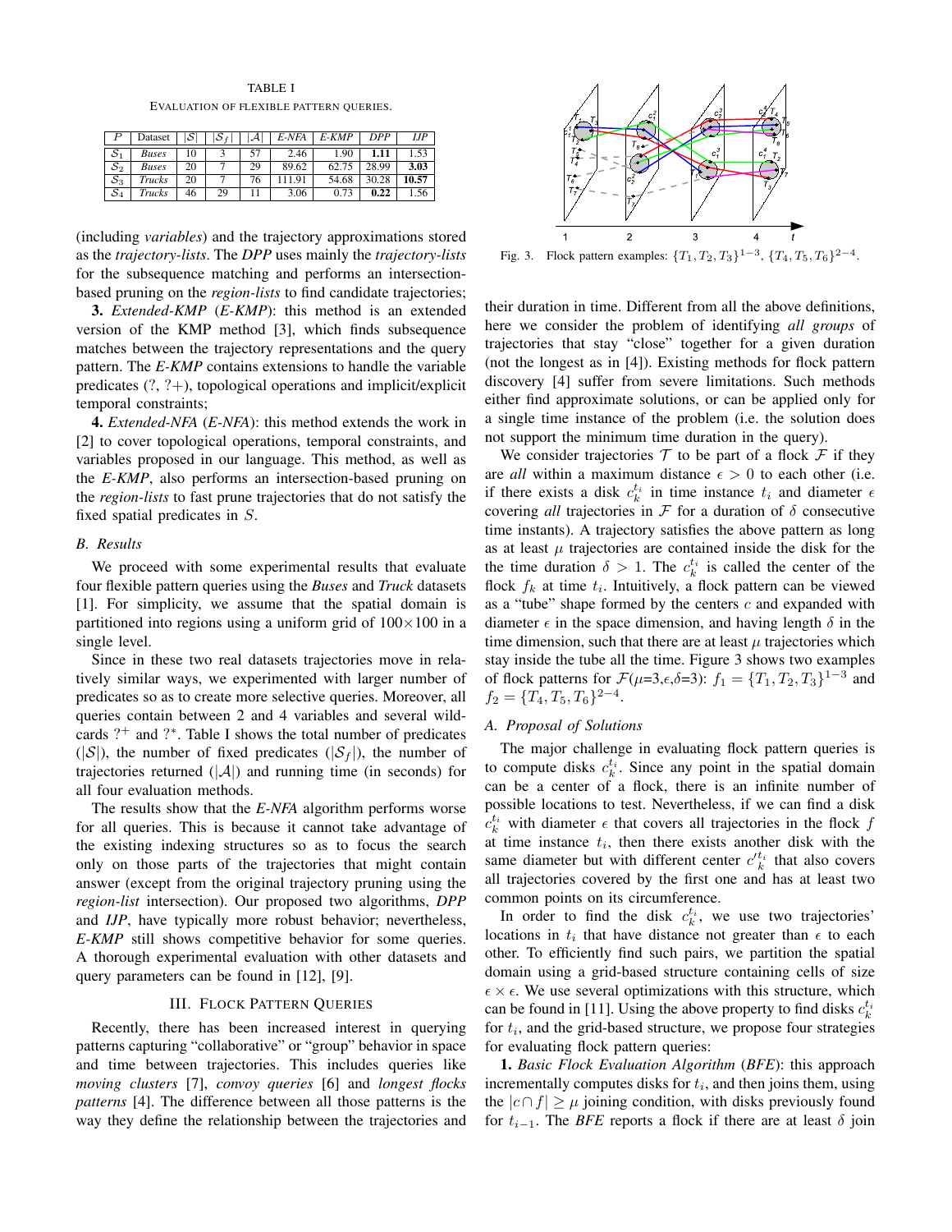TABLE I
EVALUATION OF FLEXIBLE PATTERN QUERIES.

| $P$ | Dataset | $\|\mathcal{S}\|$ | $\|\mathcal{S}_f\|$ | $\|\mathcal{A}\|$ | *E-NFA* | *E-KMP* | *DPP* | *IJP* |
|---|---|---|---|---|---|---|---|---|
| $\mathcal{S}_1$ | *Buses* | 10 | 3 | 57 | 2.46 | 1.90 | **1.11** | 1.53 |
| $\mathcal{S}_2$ | *Buses* | 20 | 7 | 29 | 89.62 | 62.75 | 28.99 | **3.03** |
| $\mathcal{S}_3$ | *Trucks* | 20 | 7 | 76 | 111.91 | 54.68 | 30.28 | **10.57** |
| $\mathcal{S}_4$ | *Trucks* | 46 | 29 | 11 | 3.06 | 0.73 | **0.22** | 1.56 |

(including *variables*) and the trajectory approximations stored as the *trajectory-lists*. The *DPP* uses mainly the *trajectory-lists* for the subsequence matching and performs an intersection-based pruning on the *region-lists* to find candidate trajectories;

**3.** *Extended-KMP* (*E-KMP*): this method is an extended version of the KMP method [3], which finds subsequence matches between the trajectory representations and the query pattern. The *E-KMP* contains extensions to handle the variable predicates (?, ?+), topological operations and implicit/explicit temporal constraints;

**4.** *Extended-NFA* (*E-NFA*): this method extends the work in [2] to cover topological operations, temporal constraints, and variables proposed in our language. This method, as well as the *E-KMP*, also performs an intersection-based pruning on the *region-lists* to fast prune trajectories that do not satisfy the fixed spatial predicates in $S$.

### B. Results

We proceed with some experimental results that evaluate four flexible pattern queries using the *Buses* and *Truck* datasets [1]. For simplicity, we assume that the spatial domain is partitioned into regions using a uniform grid of $100 \times 100$ in a single level.

Since in these two real datasets trajectories move in relatively similar ways, we experimented with larger number of predicates so as to create more selective queries. Moreover, all queries contain between 2 and 4 variables and several wildcards $?^+$ and $?^*$. Table I shows the total number of predicates ($|\mathcal{S}|$), the number of fixed predicates ($|\mathcal{S}_f|$), the number of trajectories returned ($|\mathcal{A}|$) and running time (in seconds) for all four evaluation methods.

The results show that the *E-NFA* algorithm performs worse for all queries. This is because it cannot take advantage of the existing indexing structures so as to focus the search only on those parts of the trajectories that might contain answer (except from the original trajectory pruning using the *region-list* intersection). Our proposed two algorithms, *DPP* and *IJP*, have typically more robust behavior; nevertheless, *E-KMP* still shows competitive behavior for some queries. A thorough experimental evaluation with other datasets and query parameters can be found in [12], [9].

## III. FLOCK PATTERN QUERIES

Recently, there has been increased interest in querying patterns capturing "collaborative" or "group" behavior in space and time between trajectories. This includes queries like *moving clusters* [7], *convoy queries* [6] and *longest flocks patterns* [4]. The difference between all those patterns is the way they define the relationship between the trajectories and their duration in time. Different from all the above definitions, here we consider the problem of identifying *all groups* of trajectories that stay "close" together for a given duration (not the longest as in [4]). Existing methods for flock pattern discovery [4] suffer from severe limitations. Such methods either find approximate solutions, or can be applied only for a single time instance of the problem (i.e. the solution does not support the minimum time duration in the query).

Fig. 3. Flock pattern examples: $\{T_1, T_2, T_3\}^{1-3}$, $\{T_4, T_5, T_6\}^{2-4}$.

We consider trajectories $\mathcal{T}$ to be part of a flock $\mathcal{F}$ if they are *all* within a maximum distance $\epsilon > 0$ to each other (i.e. if there exists a disk $c_k^{t_i}$ in time instance $t_i$ and diameter $\epsilon$ covering *all* trajectories in $\mathcal{F}$ for a duration of $\delta$ consecutive time instants). A trajectory satisfies the above pattern as long as at least $\mu$ trajectories are contained inside the disk for the the time duration $\delta > 1$. The $c_k^{t_i}$ is called the center of the flock $f_k$ at time $t_i$. Intuitively, a flock pattern can be viewed as a "tube" shape formed by the centers $c$ and expanded with diameter $\epsilon$ in the space dimension, and having length $\delta$ in the time dimension, such that there are at least $\mu$ trajectories which stay inside the tube all the time. Figure 3 shows two examples of flock patterns for $\mathcal{F}(\mu{=}3,\epsilon,\delta{=}3)$: $f_1 = \{T_1, T_2, T_3\}^{1-3}$ and $f_2 = \{T_4, T_5, T_6\}^{2-4}$.

### A. Proposal of Solutions

The major challenge in evaluating flock pattern queries is to compute disks $c_k^{t_i}$. Since any point in the spatial domain can be a center of a flock, there is an infinite number of possible locations to test. Nevertheless, if we can find a disk $c_k^{t_i}$ with diameter $\epsilon$ that covers all trajectories in the flock $f$ at time instance $t_i$, then there exists another disk with the same diameter but with different center $c'^{t_i}_k$ that also covers all trajectories covered by the first one and has at least two common points on its circumference.

In order to find the disk $c_k^{t_i}$, we use two trajectories' locations in $t_i$ that have distance not greater than $\epsilon$ to each other. To efficiently find such pairs, we partition the spatial domain using a grid-based structure containing cells of size $\epsilon \times \epsilon$. We use several optimizations with this structure, which can be found in [11]. Using the above property to find disks $c_k^{t_i}$ for $t_i$, and the grid-based structure, we propose four strategies for evaluating flock pattern queries:

**1.** *Basic Flock Evaluation Algorithm* (*BFE*): this approach incrementally computes disks for $t_i$, and then joins them, using the $|c \cap f| \geq \mu$ joining condition, with disks previously found for $t_{i-1}$. The *BFE* reports a flock if there are at least $\delta$ join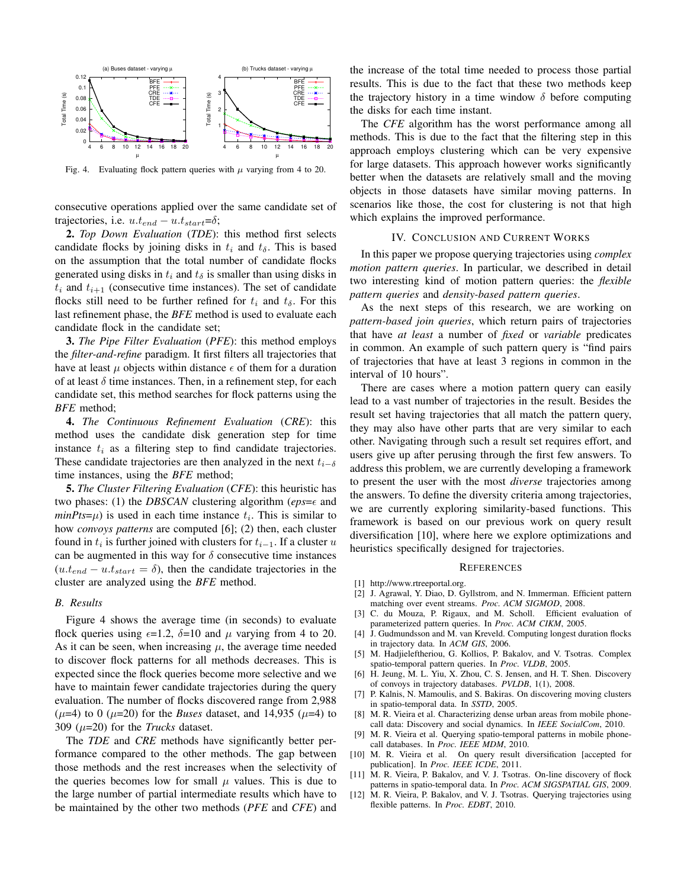(a) Buses dataset - varying μ

Total Time (s)

0.12
0.1
0.08
0.06
0.04
0.02
0

4 6 8 10 12 14 16 18 20

μ

BFE
PFE
CRE
TDE
CFE

(b) Trucks dataset - varying μ

Total Time (s)

4
3
2
1
0

4 6 8 10 12 14 16 18 20

μ

BFE
PFE
CRE
TDE
CFE

Fig. 4. Evaluating flock pattern queries with $\mu$ varying from 4 to 20.

consecutive operations applied over the same candidate set of trajectories, i.e. $u.t_{end} - u.t_{start}$=$\delta$;

**2.** *Top Down Evaluation* (*TDE*): this method first selects candidate flocks by joining disks in $t_i$ and $t_\delta$. This is based on the assumption that the total number of candidate flocks generated using disks in $t_i$ and $t_\delta$ is smaller than using disks in $t_i$ and $t_{i+1}$ (consecutive time instances). The set of candidate flocks still need to be further refined for $t_i$ and $t_\delta$. For this last refinement phase, the *BFE* method is used to evaluate each candidate flock in the candidate set;

**3.** *The Pipe Filter Evaluation* (*PFE*): this method employs the *filter-and-refine* paradigm. It first filters all trajectories that have at least $\mu$ objects within distance $\epsilon$ of them for a duration of at least $\delta$ time instances. Then, in a refinement step, for each candidate set, this method searches for flock patterns using the *BFE* method;

**4.** *The Continuous Refinement Evaluation* (*CRE*): this method uses the candidate disk generation step for time instance $t_i$ as a filtering step to find candidate trajectories. These candidate trajectories are then analyzed in the next $t_{i-\delta}$ time instances, using the *BFE* method;

**5.** *The Cluster Filtering Evaluation* (*CFE*): this heuristic has two phases: (1) the *DBSCAN* clustering algorithm (*eps*=$\epsilon$ and *minPts*=$\mu$) is used in each time instance $t_i$. This is similar to how *convoys patterns* are computed [6]; (2) then, each cluster found in $t_i$ is further joined with clusters for $t_{i-1}$. If a cluster $u$ can be augmented in this way for $\delta$ consecutive time instances ($u.t_{end} - u.t_{start} = \delta$), then the candidate trajectories in the cluster are analyzed using the *BFE* method.

### *B. Results*

Figure 4 shows the average time (in seconds) to evaluate flock queries using $\epsilon$=1.2, $\delta$=10 and $\mu$ varying from 4 to 20. As it can be seen, when increasing $\mu$, the average time needed to discover flock patterns for all methods decreases. This is expected since the flock queries become more selective and we have to maintain fewer candidate trajectories during the query evaluation. The number of flocks discovered range from 2,988 ($\mu$=4) to 0 ($\mu$=20) for the *Buses* dataset, and 14,935 ($\mu$=4) to 309 ($\mu$=20) for the *Trucks* dataset.

The *TDE* and *CRE* methods have significantly better performance compared to the other methods. The gap between those methods and the rest increases when the selectivity of the queries becomes low for small $\mu$ values. This is due to the large number of partial intermediate results which have to be maintained by the other two methods (*PFE* and *CFE*) and the increase of the total time needed to process those partial results. This is due to the fact that these two methods keep the trajectory history in a time window $\delta$ before computing the disks for each time instant.

The *CFE* algorithm has the worst performance among all methods. This is due to the fact that the filtering step in this approach employs clustering which can be very expensive for large datasets. This approach however works significantly better when the datasets are relatively small and the moving objects in those datasets have similar moving patterns. In scenarios like those, the cost for clustering is not that high which explains the improved performance.

## IV. Conclusion and Current Works

In this paper we propose querying trajectories using *complex motion pattern queries*. In particular, we described in detail two interesting kind of motion pattern queries: the *flexible pattern queries* and *density-based pattern queries*.

As the next steps of this research, we are working on *pattern-based join queries*, which return pairs of trajectories that have *at least* a number of *fixed* or *variable* predicates in common. An example of such pattern query is "find pairs of trajectories that have at least 3 regions in common in the interval of 10 hours".

There are cases where a motion pattern query can easily lead to a vast number of trajectories in the result. Besides the result set having trajectories that all match the pattern query, they may also have other parts that are very similar to each other. Navigating through such a result set requires effort, and users give up after perusing through the first few answers. To address this problem, we are currently developing a framework to present the user with the most *diverse* trajectories among the answers. To define the diversity criteria among trajectories, we are currently exploring similarity-based functions. This framework is based on our previous work on query result diversification [10], where here we explore optimizations and heuristics specifically designed for trajectories.

## References

[1] http://www.rtreeportal.org.
[2] J. Agrawal, Y. Diao, D. Gyllstrom, and N. Immerman. Efficient pattern matching over event streams. *Proc. ACM SIGMOD*, 2008.
[3] C. du Mouza, P. Rigaux, and M. Scholl. Efficient evaluation of parameterized pattern queries. In *Proc. ACM CIKM*, 2005.
[4] J. Gudmundsson and M. van Kreveld. Computing longest duration flocks in trajectory data. In *ACM GIS*, 2006.
[5] M. Hadjieleftheriou, G. Kollios, P. Bakalov, and V. Tsotras. Complex spatio-temporal pattern queries. In *Proc. VLDB*, 2005.
[6] H. Jeung, M. L. Yiu, X. Zhou, C. S. Jensen, and H. T. Shen. Discovery of convoys in trajectory databases. *PVLDB*, 1(1), 2008.
[7] P. Kalnis, N. Mamoulis, and S. Bakiras. On discovering moving clusters in spatio-temporal data. In *SSTD*, 2005.
[8] M. R. Vieira et al. Characterizing dense urban areas from mobile phone-call data: Discovery and social dynamics. In *IEEE SocialCom*, 2010.
[9] M. R. Vieira et al. Querying spatio-temporal patterns in mobile phone-call databases. In *Proc. IEEE MDM*, 2010.
[10] M. R. Vieira et al. On query result diversification [accepted for publication]. In *Proc. IEEE ICDE*, 2011.
[11] M. R. Vieira, P. Bakalov, and V. J. Tsotras. On-line discovery of flock patterns in spatio-temporal data. In *Proc. ACM SIGSPATIAL GIS*, 2009.
[12] M. R. Vieira, P. Bakalov, and V. J. Tsotras. Querying trajectories using flexible patterns. In *Proc. EDBT*, 2010.